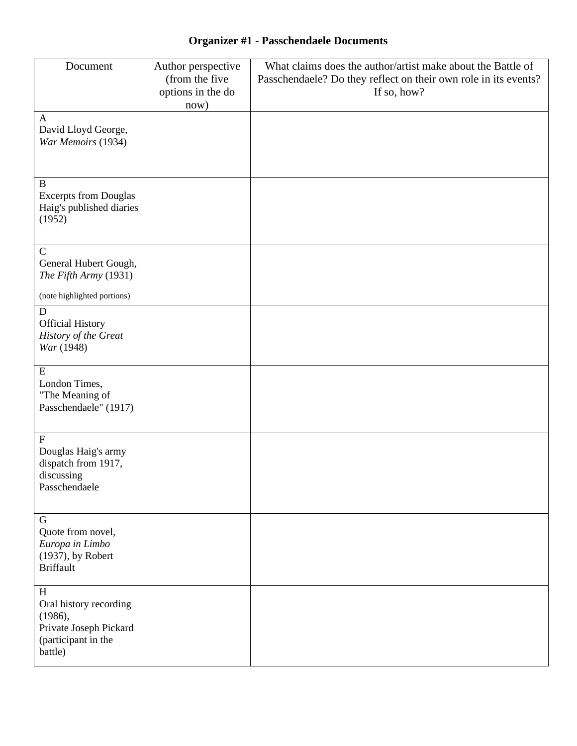# Organizer #1 - Passchendaele Documents

| Document | Author perspective (from the five options in the do now) | What claims does the author/artist make about the Battle of Passchendaele? Do they reflect on their own role in its events? If so, how? |
|---|---|---|
| A<br>David Lloyd George, *War Memoirs* (1934) | | |
| B<br>Excerpts from Douglas Haig's published diaries (1952) | | |
| C<br>General Hubert Gough, *The Fifth Army* (1931)<br>(note highlighted portions) | | |
| D<br>Official History *History of the Great War* (1948) | | |
| E<br>London Times, "The Meaning of Passchendaele" (1917) | | |
| F<br>Douglas Haig's army dispatch from 1917, discussing Passchendaele | | |
| G<br>Quote from novel, *Europa in Limbo* (1937), by Robert Briffault | | |
| H<br>Oral history recording (1986), Private Joseph Pickard (participant in the battle) | | |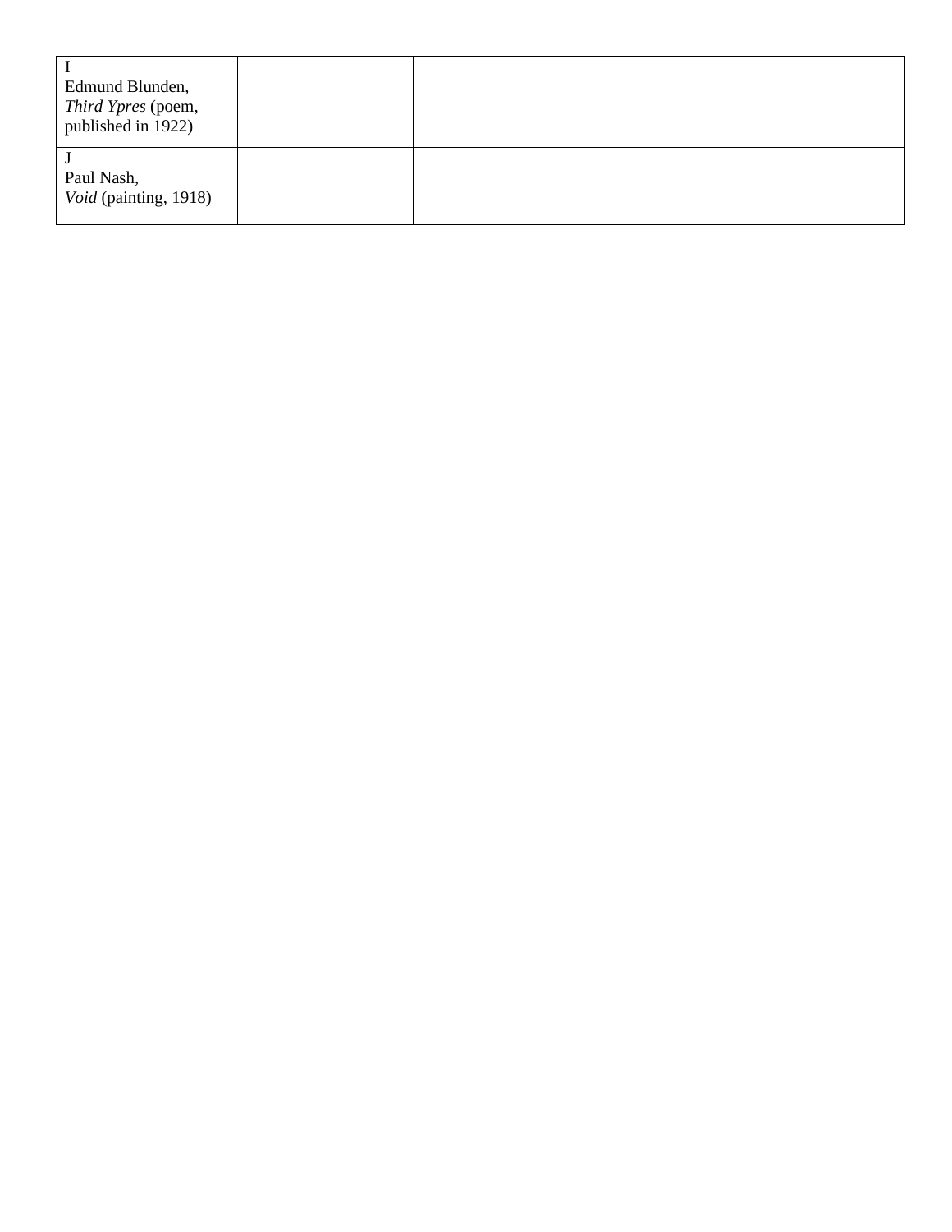| | | |
|---|---|---|
| I<br>Edmund Blunden,<br>*Third Ypres* (poem, published in 1922) | | |
| J<br>Paul Nash,<br>*Void* (painting, 1918) | | |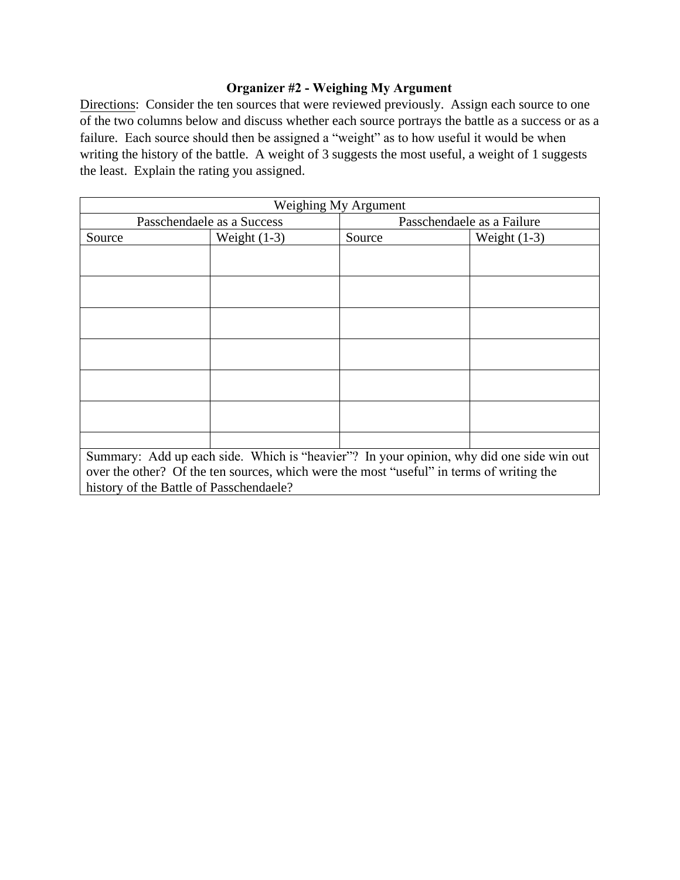### Organizer #2 - Weighing My Argument

Directions: Consider the ten sources that were reviewed previously. Assign each source to one of the two columns below and discuss whether each source portrays the battle as a success or as a failure. Each source should then be assigned a "weight" as to how useful it would be when writing the history of the battle. A weight of 3 suggests the most useful, a weight of 1 suggests the least. Explain the rating you assigned.

| Weighing My Argument | | | |
|---|---|---|---|
| Passchendaele as a Success | | Passchendaele as a Failure | |
| Source | Weight (1-3) | Source | Weight (1-3) |
| | | | |
| | | | |
| | | | |
| | | | |
| | | | |
| | | | |
| | | | |
| Summary: Add up each side. Which is "heavier"? In your opinion, why did one side win out over the other? Of the ten sources, which were the most "useful" in terms of writing the history of the Battle of Passchendaele? | | | |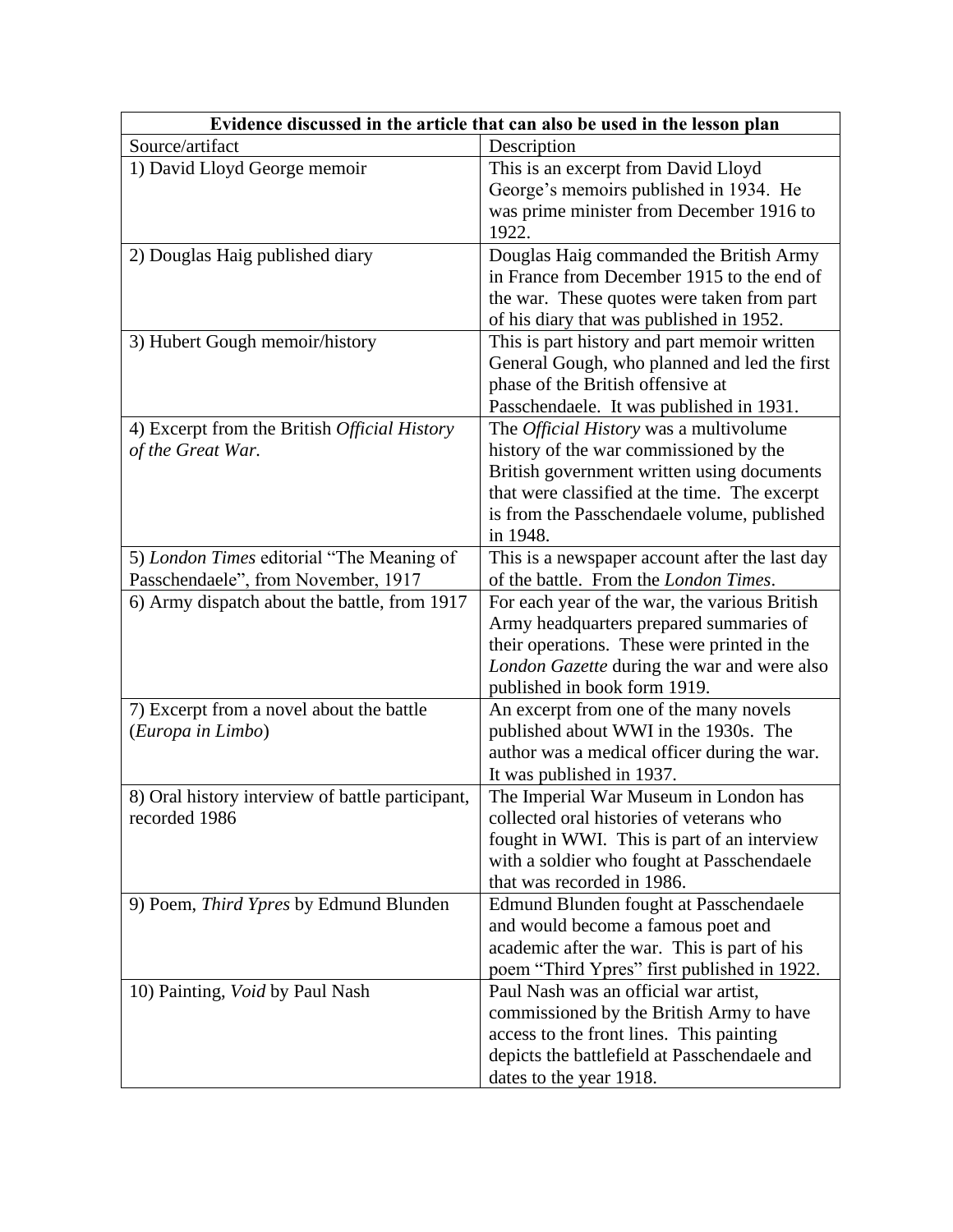| **Evidence discussed in the article that can also be used in the lesson plan** | |
|---|---|
| Source/artifact | Description |
| 1) David Lloyd George memoir | This is an excerpt from David Lloyd George's memoirs published in 1934. He was prime minister from December 1916 to 1922. |
| 2) Douglas Haig published diary | Douglas Haig commanded the British Army in France from December 1915 to the end of the war. These quotes were taken from part of his diary that was published in 1952. |
| 3) Hubert Gough memoir/history | This is part history and part memoir written General Gough, who planned and led the first phase of the British offensive at Passchendaele. It was published in 1931. |
| 4) Excerpt from the British *Official History of the Great War.* | The *Official History* was a multivolume history of the war commissioned by the British government written using documents that were classified at the time. The excerpt is from the Passchendaele volume, published in 1948. |
| 5) *London Times* editorial "The Meaning of Passchendaele", from November, 1917 | This is a newspaper account after the last day of the battle. From the *London Times*. |
| 6) Army dispatch about the battle, from 1917 | For each year of the war, the various British Army headquarters prepared summaries of their operations. These were printed in the *London Gazette* during the war and were also published in book form 1919. |
| 7) Excerpt from a novel about the battle (*Europa in Limbo*) | An excerpt from one of the many novels published about WWI in the 1930s. The author was a medical officer during the war. It was published in 1937. |
| 8) Oral history interview of battle participant, recorded 1986 | The Imperial War Museum in London has collected oral histories of veterans who fought in WWI. This is part of an interview with a soldier who fought at Passchendaele that was recorded in 1986. |
| 9) Poem, *Third Ypres* by Edmund Blunden | Edmund Blunden fought at Passchendaele and would become a famous poet and academic after the war. This is part of his poem "Third Ypres" first published in 1922. |
| 10) Painting, *Void* by Paul Nash | Paul Nash was an official war artist, commissioned by the British Army to have access to the front lines. This painting depicts the battlefield at Passchendaele and dates to the year 1918. |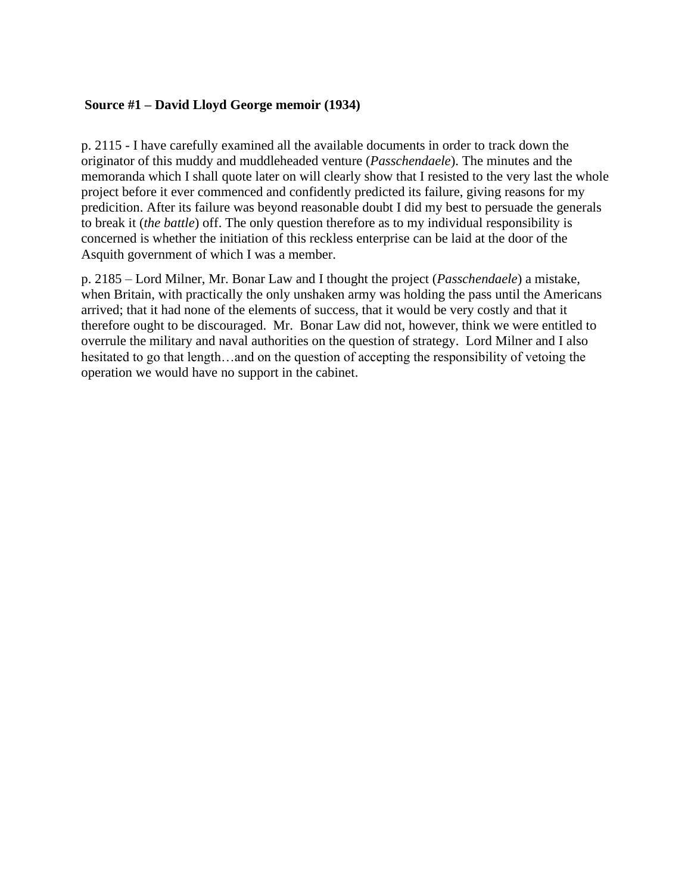**Source #1 – David Lloyd George memoir (1934)**

p. 2115 - I have carefully examined all the available documents in order to track down the originator of this muddy and muddleheaded venture (*Passchendaele*). The minutes and the memoranda which I shall quote later on will clearly show that I resisted to the very last the whole project before it ever commenced and confidently predicted its failure, giving reasons for my predicition. After its failure was beyond reasonable doubt I did my best to persuade the generals to break it (*the battle*) off. The only question therefore as to my individual responsibility is concerned is whether the initiation of this reckless enterprise can be laid at the door of the Asquith government of which I was a member.

p. 2185 – Lord Milner, Mr. Bonar Law and I thought the project (*Passchendaele*) a mistake, when Britain, with practically the only unshaken army was holding the pass until the Americans arrived; that it had none of the elements of success, that it would be very costly and that it therefore ought to be discouraged. Mr. Bonar Law did not, however, think we were entitled to overrule the military and naval authorities on the question of strategy. Lord Milner and I also hesitated to go that length…and on the question of accepting the responsibility of vetoing the operation we would have no support in the cabinet.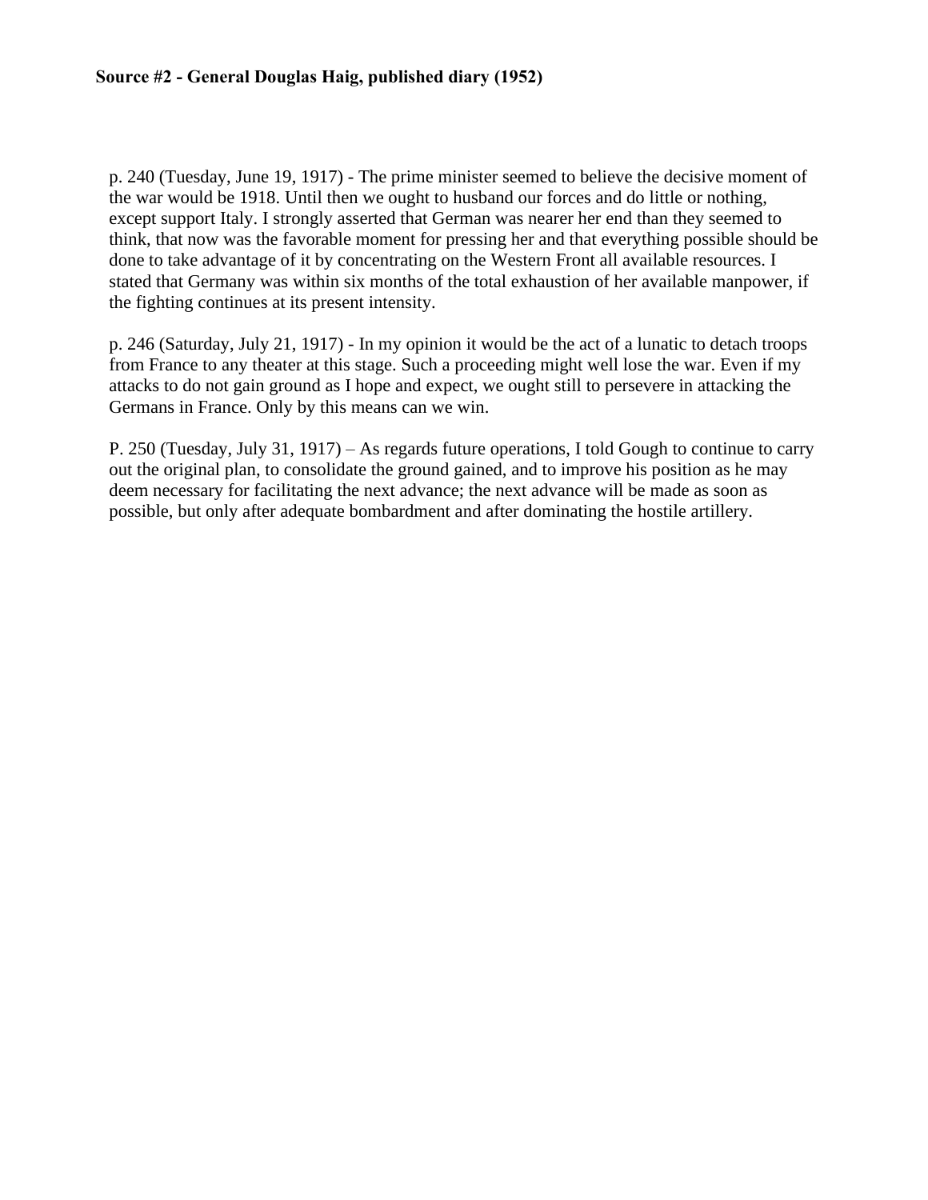**Source #2 - General Douglas Haig, published diary (1952)**

p. 240 (Tuesday, June 19, 1917) - The prime minister seemed to believe the decisive moment of the war would be 1918. Until then we ought to husband our forces and do little or nothing, except support Italy. I strongly asserted that German was nearer her end than they seemed to think, that now was the favorable moment for pressing her and that everything possible should be done to take advantage of it by concentrating on the Western Front all available resources. I stated that Germany was within six months of the total exhaustion of her available manpower, if the fighting continues at its present intensity.

p. 246 (Saturday, July 21, 1917) - In my opinion it would be the act of a lunatic to detach troops from France to any theater at this stage. Such a proceeding might well lose the war. Even if my attacks to do not gain ground as I hope and expect, we ought still to persevere in attacking the Germans in France. Only by this means can we win.

P. 250 (Tuesday, July 31, 1917) – As regards future operations, I told Gough to continue to carry out the original plan, to consolidate the ground gained, and to improve his position as he may deem necessary for facilitating the next advance; the next advance will be made as soon as possible, but only after adequate bombardment and after dominating the hostile artillery.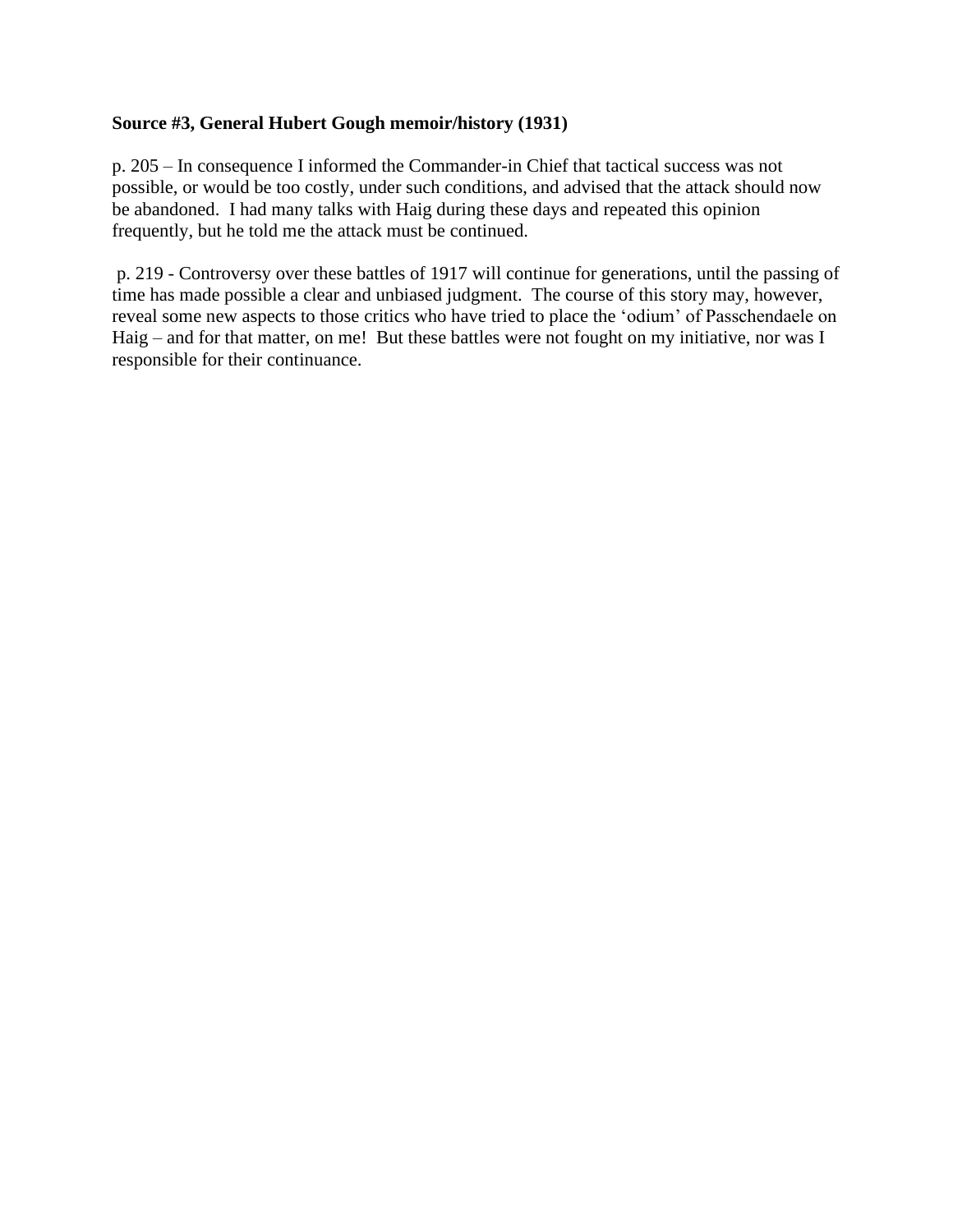**Source #3, General Hubert Gough memoir/history (1931)**

p. 205 – In consequence I informed the Commander-in Chief that tactical success was not possible, or would be too costly, under such conditions, and advised that the attack should now be abandoned. I had many talks with Haig during these days and repeated this opinion frequently, but he told me the attack must be continued.

p. 219 - Controversy over these battles of 1917 will continue for generations, until the passing of time has made possible a clear and unbiased judgment. The course of this story may, however, reveal some new aspects to those critics who have tried to place the 'odium' of Passchendaele on Haig – and for that matter, on me! But these battles were not fought on my initiative, nor was I responsible for their continuance.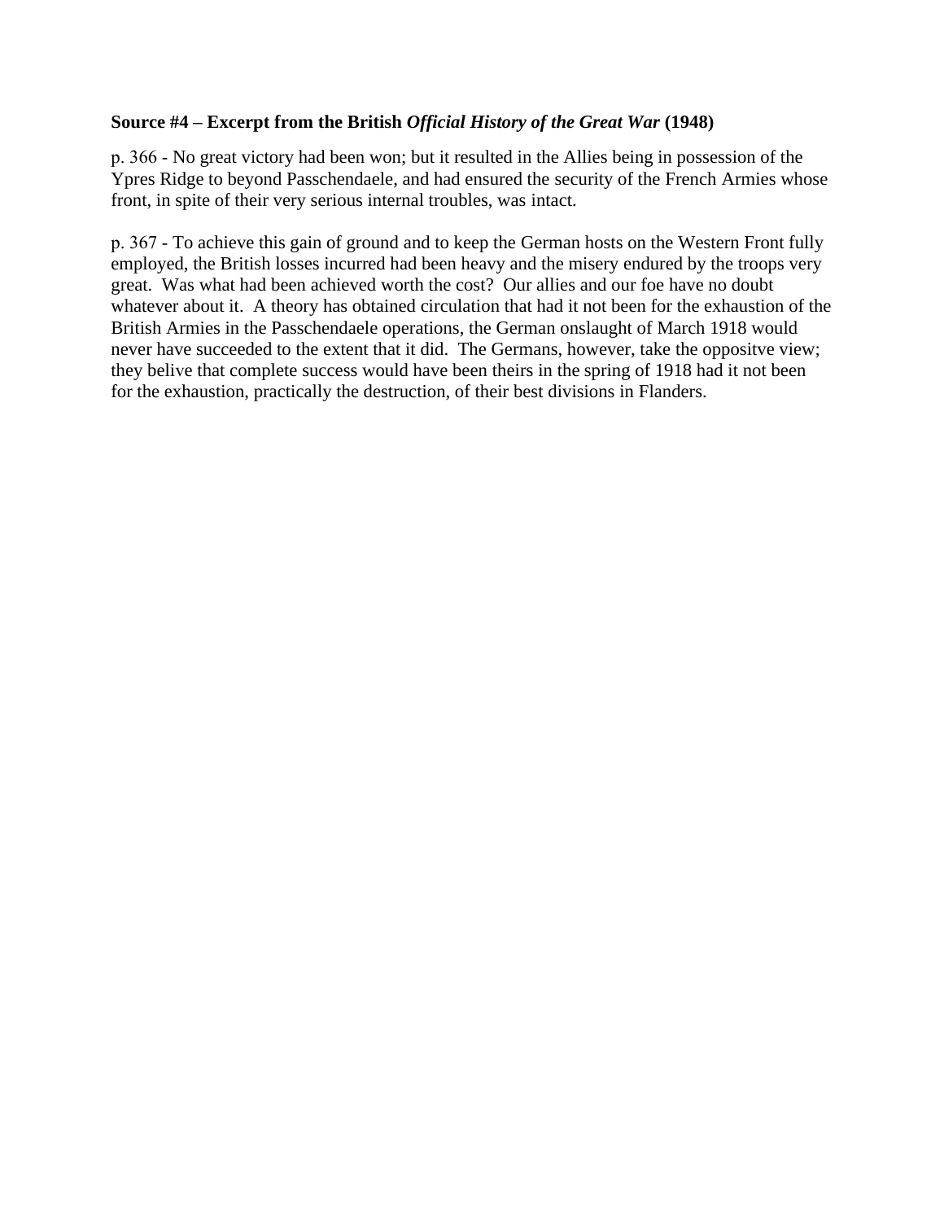**Source #4 – Excerpt from the British *Official History of the Great War* (1948)**

p. 366 - No great victory had been won; but it resulted in the Allies being in possession of the Ypres Ridge to beyond Passchendaele, and had ensured the security of the French Armies whose front, in spite of their very serious internal troubles, was intact.

p. 367 - To achieve this gain of ground and to keep the German hosts on the Western Front fully employed, the British losses incurred had been heavy and the misery endured by the troops very great. Was what had been achieved worth the cost? Our allies and our foe have no doubt whatever about it. A theory has obtained circulation that had it not been for the exhaustion of the British Armies in the Passchendaele operations, the German onslaught of March 1918 would never have succeeded to the extent that it did. The Germans, however, take the oppositve view; they belive that complete success would have been theirs in the spring of 1918 had it not been for the exhaustion, practically the destruction, of their best divisions in Flanders.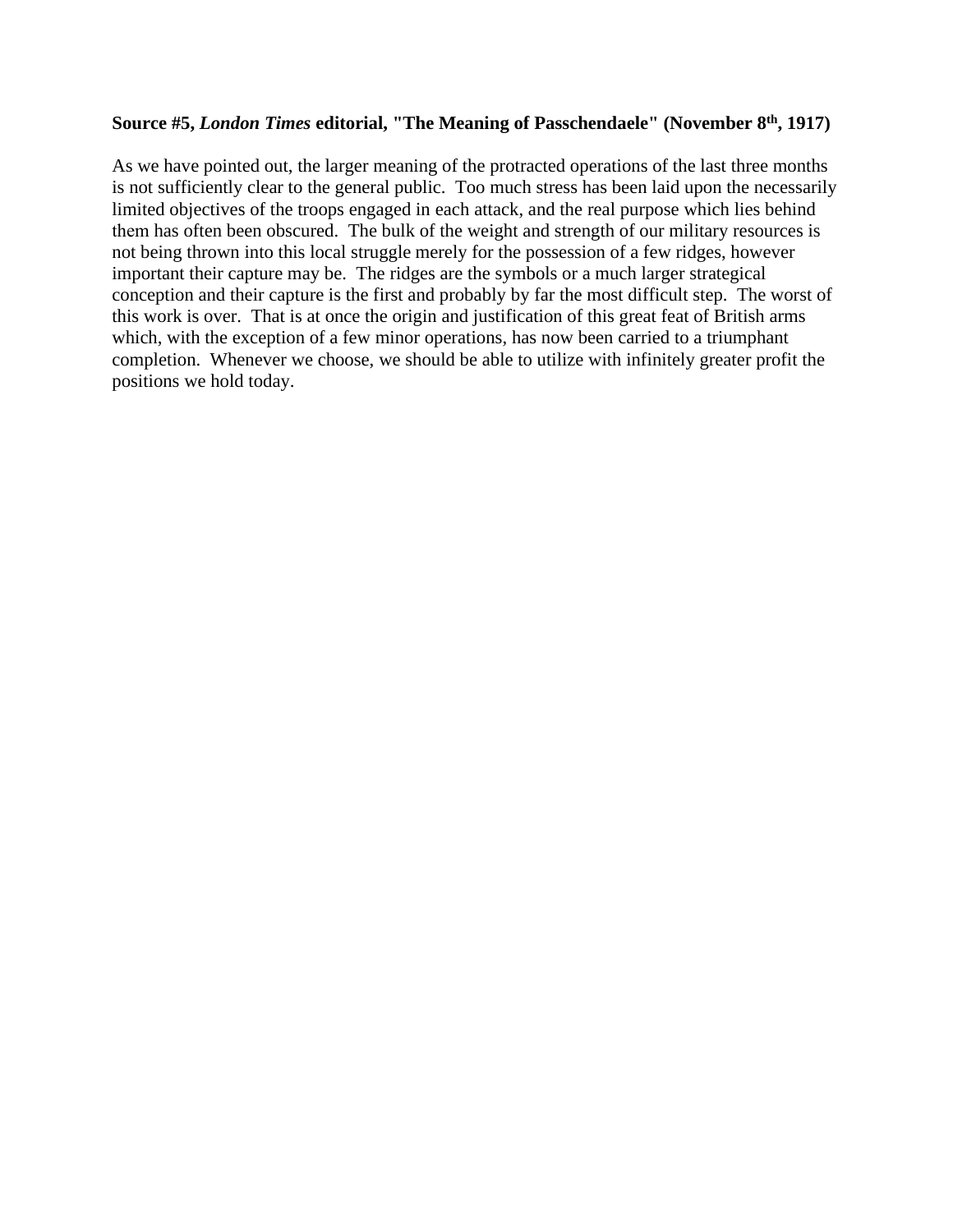**Source #5, *London Times* editorial, "The Meaning of Passchendaele" (November 8th, 1917)**

As we have pointed out, the larger meaning of the protracted operations of the last three months is not sufficiently clear to the general public. Too much stress has been laid upon the necessarily limited objectives of the troops engaged in each attack, and the real purpose which lies behind them has often been obscured. The bulk of the weight and strength of our military resources is not being thrown into this local struggle merely for the possession of a few ridges, however important their capture may be. The ridges are the symbols or a much larger strategical conception and their capture is the first and probably by far the most difficult step. The worst of this work is over. That is at once the origin and justification of this great feat of British arms which, with the exception of a few minor operations, has now been carried to a triumphant completion. Whenever we choose, we should be able to utilize with infinitely greater profit the positions we hold today.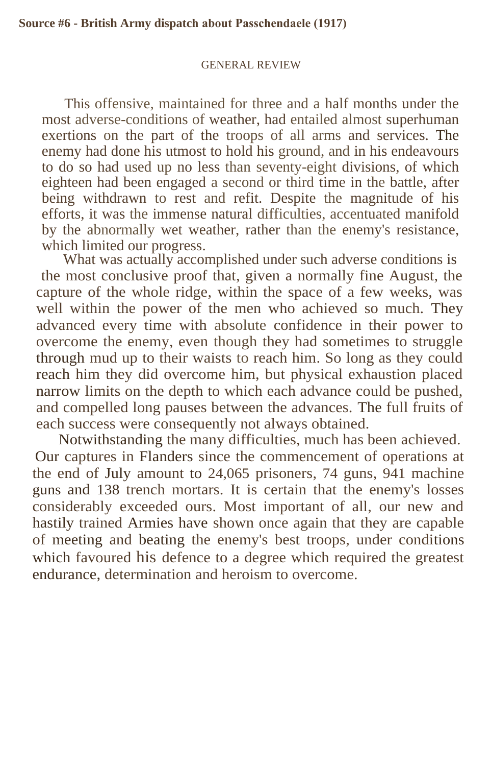**Source #6 - British Army dispatch about Passchendaele (1917)**

GENERAL REVIEW

This offensive, maintained for three and a half months under the most adverse-conditions of weather, had entailed almost superhuman exertions on the part of the troops of all arms and services. The enemy had done his utmost to hold his ground, and in his endeavours to do so had used up no less than seventy-eight divisions, of which eighteen had been engaged a second or third time in the battle, after being withdrawn to rest and refit. Despite the magnitude of his efforts, it was the immense natural difficulties, accentuated manifold by the abnormally wet weather, rather than the enemy's resistance, which limited our progress.

What was actually accomplished under such adverse conditions is the most conclusive proof that, given a normally fine August, the capture of the whole ridge, within the space of a few weeks, was well within the power of the men who achieved so much. They advanced every time with absolute confidence in their power to overcome the enemy, even though they had sometimes to struggle through mud up to their waists to reach him. So long as they could reach him they did overcome him, but physical exhaustion placed narrow limits on the depth to which each advance could be pushed, and compelled long pauses between the advances. The full fruits of each success were consequently not always obtained.

Notwithstanding the many difficulties, much has been achieved. Our captures in Flanders since the commencement of operations at the end of July amount to 24,065 prisoners, 74 guns, 941 machine guns and 138 trench mortars. It is certain that the enemy's losses considerably exceeded ours. Most important of all, our new and hastily trained Armies have shown once again that they are capable of meeting and beating the enemy's best troops, under conditions which favoured his defence to a degree which required the greatest endurance, determination and heroism to overcome.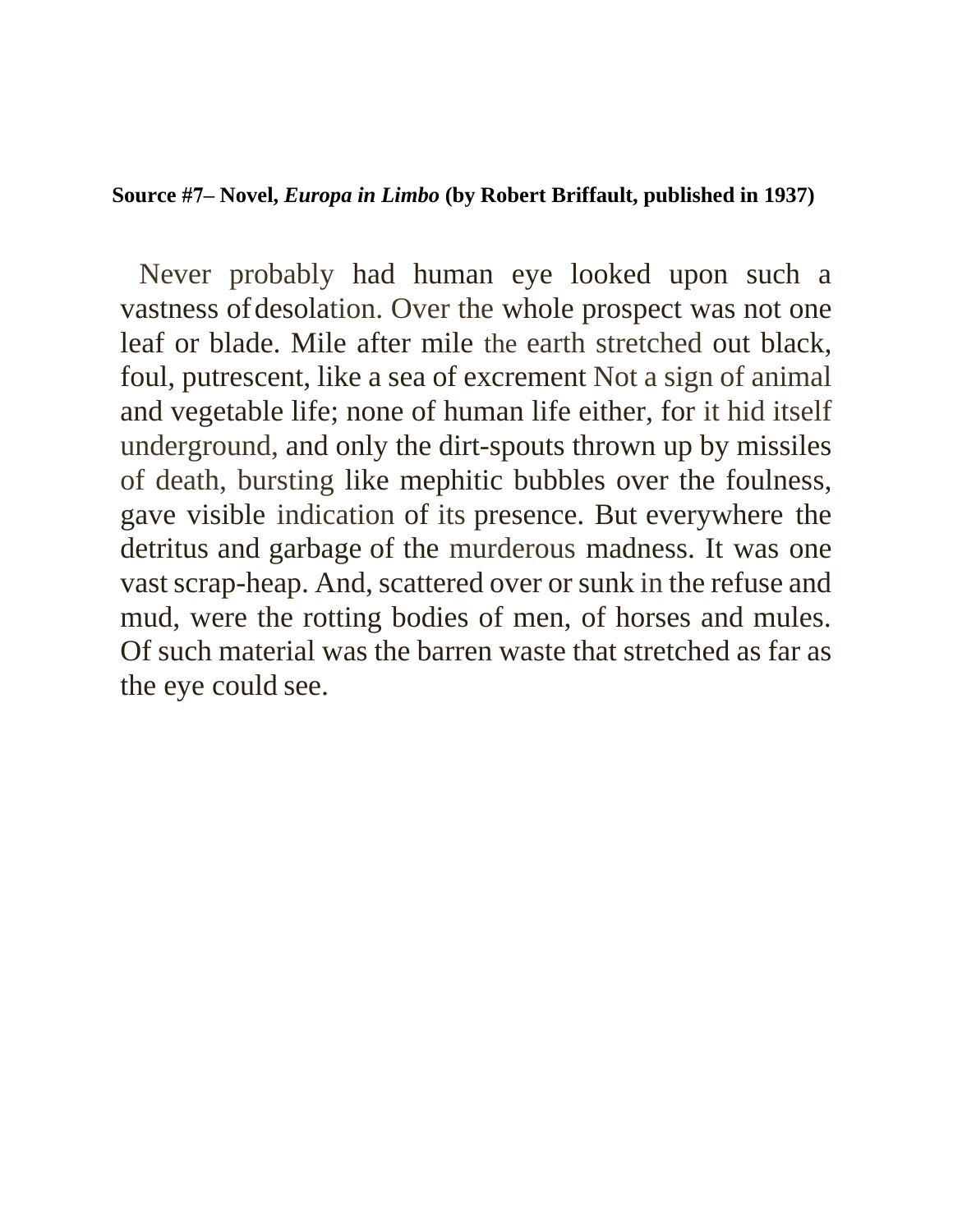**Source #7– Novel, *Europa in Limbo* (by Robert Briffault, published in 1937)**

Never probably had human eye looked upon such a vastness of desolation. Over the whole prospect was not one leaf or blade. Mile after mile the earth stretched out black, foul, putrescent, like a sea of excrement Not a sign of animal and vegetable life; none of human life either, for it hid itself underground, and only the dirt-spouts thrown up by missiles of death, bursting like mephitic bubbles over the foulness, gave visible indication of its presence. But everywhere the detritus and garbage of the murderous madness. It was one vast scrap-heap. And, scattered over or sunk in the refuse and mud, were the rotting bodies of men, of horses and mules. Of such material was the barren waste that stretched as far as the eye could see.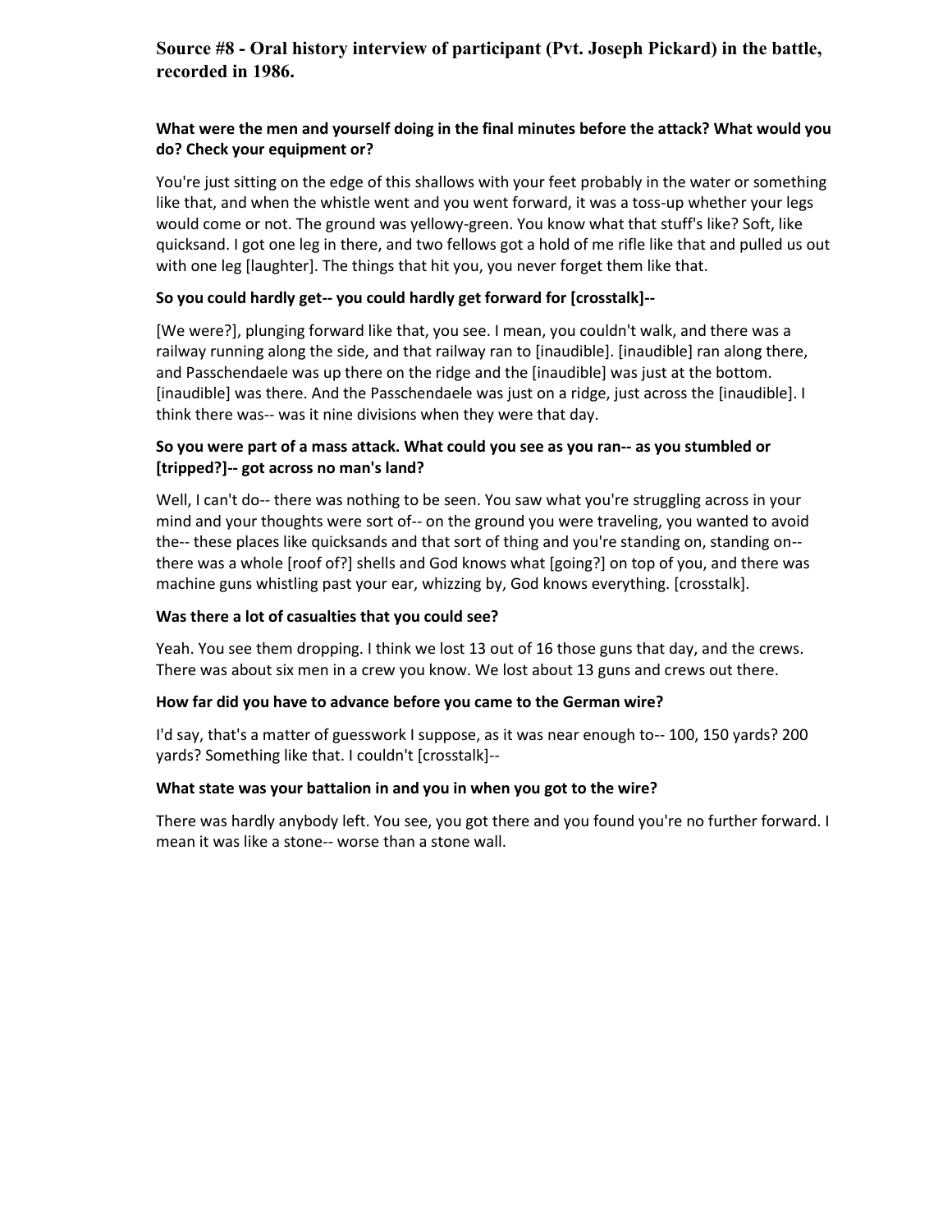### Source #8 - Oral history interview of participant (Pvt. Joseph Pickard) in the battle, recorded in 1986.

**What were the men and yourself doing in the final minutes before the attack? What would you do? Check your equipment or?**

You're just sitting on the edge of this shallows with your feet probably in the water or something like that, and when the whistle went and you went forward, it was a toss-up whether your legs would come or not. The ground was yellowy-green. You know what that stuff's like? Soft, like quicksand. I got one leg in there, and two fellows got a hold of me rifle like that and pulled us out with one leg [laughter]. The things that hit you, you never forget them like that.

**So you could hardly get-- you could hardly get forward for [crosstalk]--**

[We were?], plunging forward like that, you see. I mean, you couldn't walk, and there was a railway running along the side, and that railway ran to [inaudible]. [inaudible] ran along there, and Passchendaele was up there on the ridge and the [inaudible] was just at the bottom. [inaudible] was there. And the Passchendaele was just on a ridge, just across the [inaudible]. I think there was-- was it nine divisions when they were that day.

**So you were part of a mass attack. What could you see as you ran-- as you stumbled or [tripped?]-- got across no man's land?**

Well, I can't do-- there was nothing to be seen. You saw what you're struggling across in your mind and your thoughts were sort of-- on the ground you were traveling, you wanted to avoid the-- these places like quicksands and that sort of thing and you're standing on, standing on-- there was a whole [roof of?] shells and God knows what [going?] on top of you, and there was machine guns whistling past your ear, whizzing by, God knows everything. [crosstalk].

**Was there a lot of casualties that you could see?**

Yeah. You see them dropping. I think we lost 13 out of 16 those guns that day, and the crews. There was about six men in a crew you know. We lost about 13 guns and crews out there.

**How far did you have to advance before you came to the German wire?**

I'd say, that's a matter of guesswork I suppose, as it was near enough to-- 100, 150 yards? 200 yards? Something like that. I couldn't [crosstalk]--

**What state was your battalion in and you in when you got to the wire?**

There was hardly anybody left. You see, you got there and you found you're no further forward. I mean it was like a stone-- worse than a stone wall.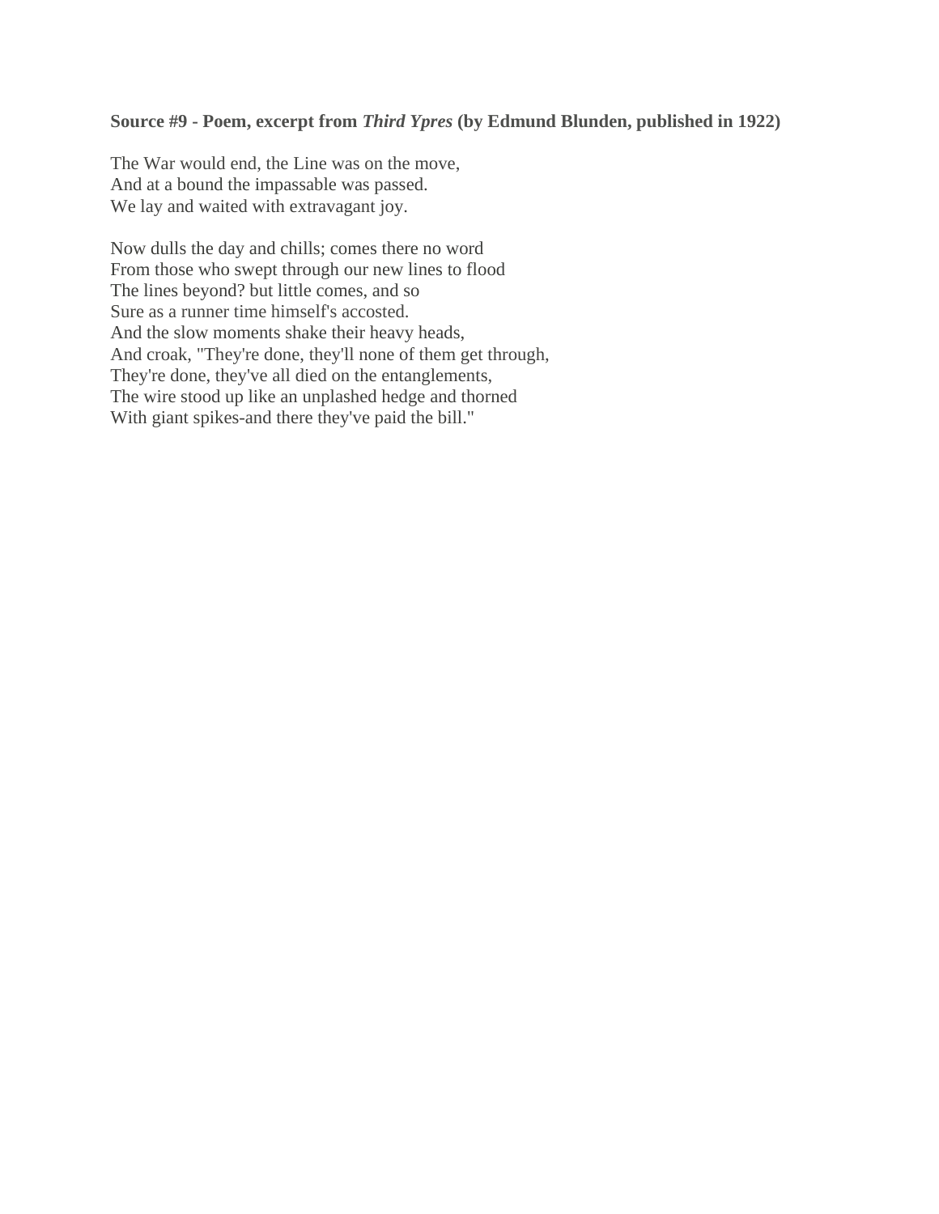**Source #9 - Poem, excerpt from *Third Ypres* (by Edmund Blunden, published in 1922)**

The War would end, the Line was on the move,
And at a bound the impassable was passed.
We lay and waited with extravagant joy.

Now dulls the day and chills; comes there no word
From those who swept through our new lines to flood
The lines beyond? but little comes, and so
Sure as a runner time himself's accosted.
And the slow moments shake their heavy heads,
And croak, "They're done, they'll none of them get through,
They're done, they've all died on the entanglements,
The wire stood up like an unplashed hedge and thorned
With giant spikes-and there they've paid the bill."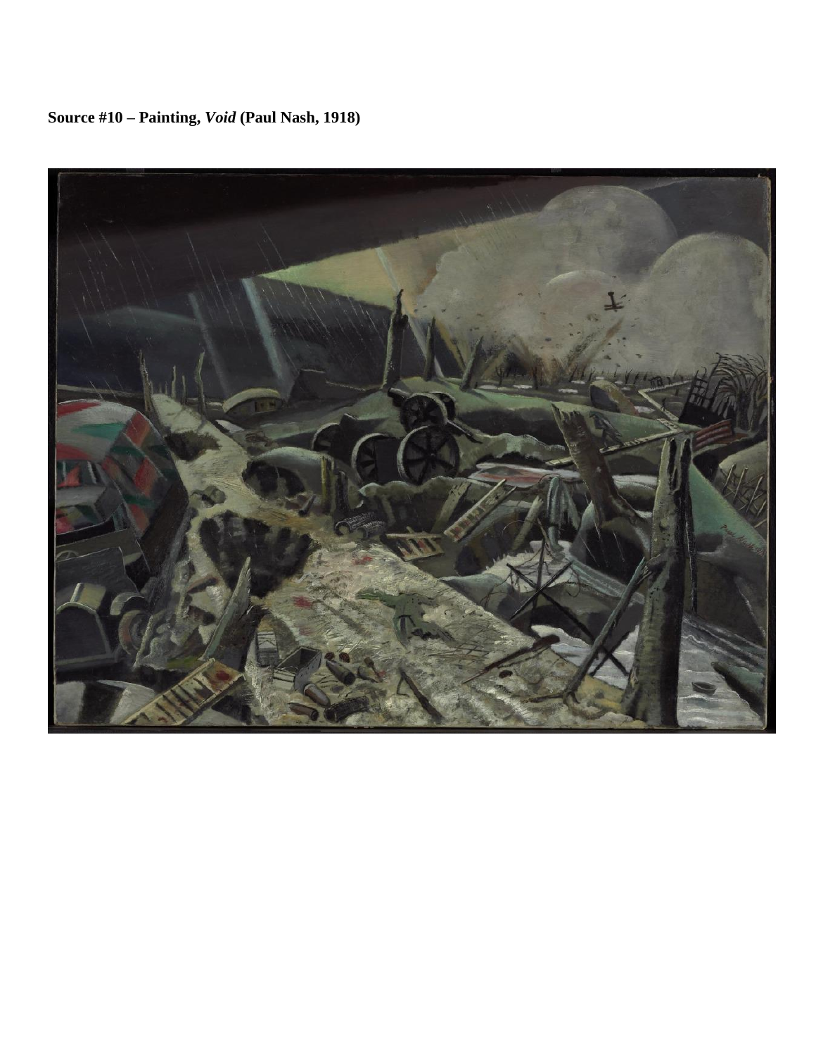**Source #10 – Painting, *Void* (Paul Nash, 1918)**